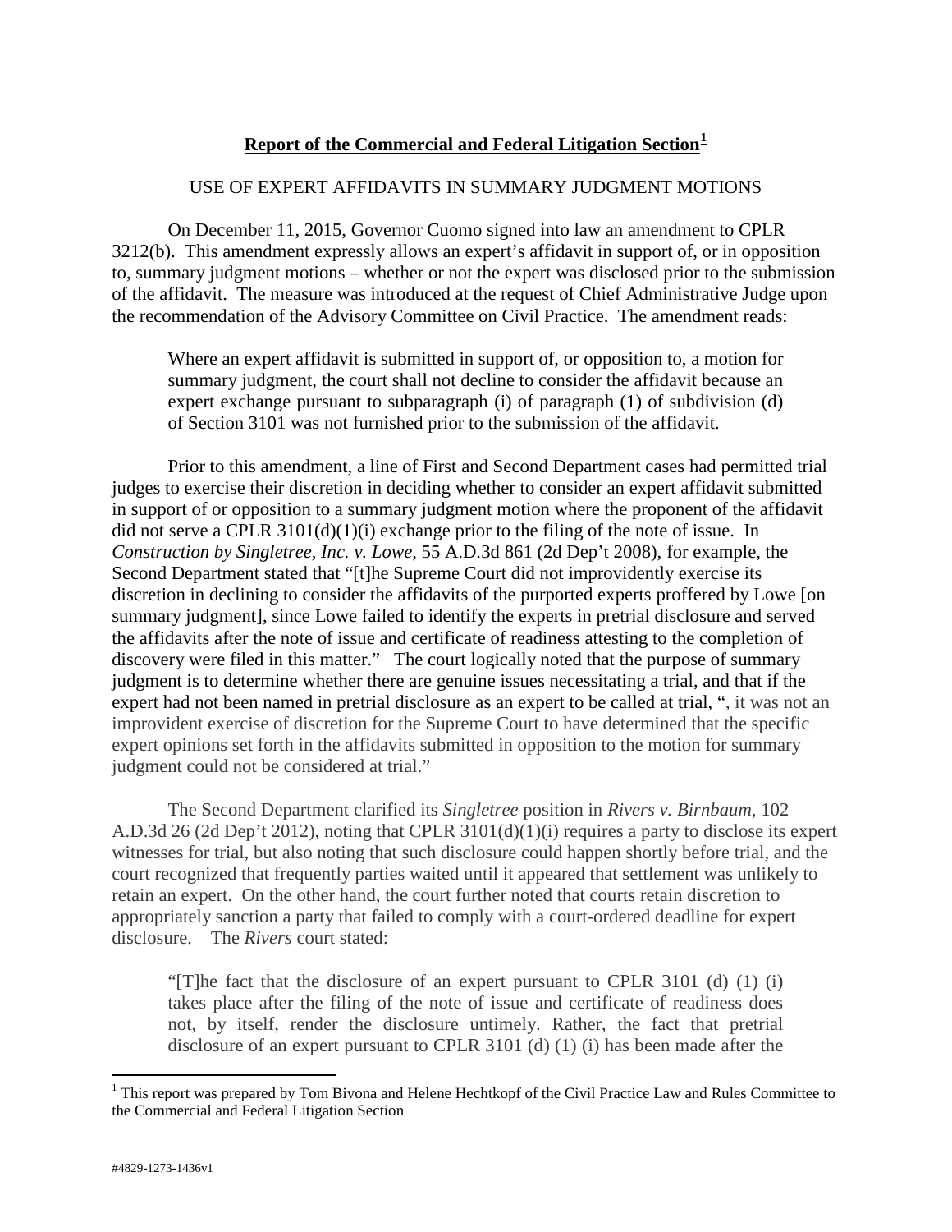## Report of the Commercial and Federal Litigation Section[1]

USE OF EXPERT AFFIDAVITS IN SUMMARY JUDGMENT MOTIONS

On December 11, 2015, Governor Cuomo signed into law an amendment to CPLR 3212(b). This amendment expressly allows an expert's affidavit in support of, or in opposition to, summary judgment motions – whether or not the expert was disclosed prior to the submission of the affidavit. The measure was introduced at the request of Chief Administrative Judge upon the recommendation of the Advisory Committee on Civil Practice. The amendment reads:

> Where an expert affidavit is submitted in support of, or opposition to, a motion for summary judgment, the court shall not decline to consider the affidavit because an expert exchange pursuant to subparagraph (i) of paragraph (1) of subdivision (d) of Section 3101 was not furnished prior to the submission of the affidavit.

Prior to this amendment, a line of First and Second Department cases had permitted trial judges to exercise their discretion in deciding whether to consider an expert affidavit submitted in support of or opposition to a summary judgment motion where the proponent of the affidavit did not serve a CPLR 3101(d)(1)(i) exchange prior to the filing of the note of issue. In *Construction by Singletree, Inc. v. Lowe*, 55 A.D.3d 861 (2d Dep't 2008), for example, the Second Department stated that "[t]he Supreme Court did not improvidently exercise its discretion in declining to consider the affidavits of the purported experts proffered by Lowe [on summary judgment], since Lowe failed to identify the experts in pretrial disclosure and served the affidavits after the note of issue and certificate of readiness attesting to the completion of discovery were filed in this matter." The court logically noted that the purpose of summary judgment is to determine whether there are genuine issues necessitating a trial, and that if the expert had not been named in pretrial disclosure as an expert to be called at trial, ", it was not an improvident exercise of discretion for the Supreme Court to have determined that the specific expert opinions set forth in the affidavits submitted in opposition to the motion for summary judgment could not be considered at trial."

The Second Department clarified its *Singletree* position in *Rivers v. Birnbaum*, 102 A.D.3d 26 (2d Dep't 2012), noting that CPLR 3101(d)(1)(i) requires a party to disclose its expert witnesses for trial, but also noting that such disclosure could happen shortly before trial, and the court recognized that frequently parties waited until it appeared that settlement was unlikely to retain an expert. On the other hand, the court further noted that courts retain discretion to appropriately sanction a party that failed to comply with a court-ordered deadline for expert disclosure. The *Rivers* court stated:

> "[T]he fact that the disclosure of an expert pursuant to CPLR 3101 (d) (1) (i) takes place after the filing of the note of issue and certificate of readiness does not, by itself, render the disclosure untimely. Rather, the fact that pretrial disclosure of an expert pursuant to CPLR 3101 (d) (1) (i) has been made after the

[1] This report was prepared by Tom Bivona and Helene Hechtkopf of the Civil Practice Law and Rules Committee to the Commercial and Federal Litigation Section

#4829-1273-1436v1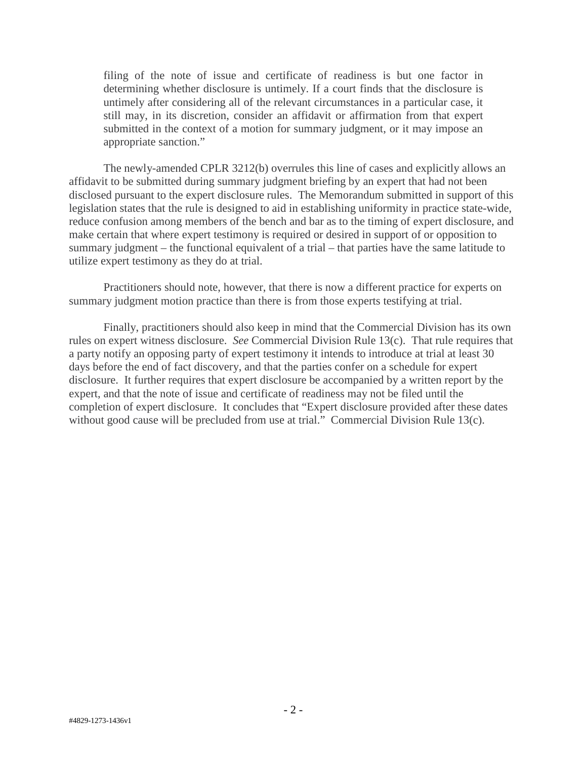> filing of the note of issue and certificate of readiness is but one factor in determining whether disclosure is untimely. If a court finds that the disclosure is untimely after considering all of the relevant circumstances in a particular case, it still may, in its discretion, consider an affidavit or affirmation from that expert submitted in the context of a motion for summary judgment, or it may impose an appropriate sanction."

The newly-amended CPLR 3212(b) overrules this line of cases and explicitly allows an affidavit to be submitted during summary judgment briefing by an expert that had not been disclosed pursuant to the expert disclosure rules. The Memorandum submitted in support of this legislation states that the rule is designed to aid in establishing uniformity in practice state-wide, reduce confusion among members of the bench and bar as to the timing of expert disclosure, and make certain that where expert testimony is required or desired in support of or opposition to summary judgment – the functional equivalent of a trial – that parties have the same latitude to utilize expert testimony as they do at trial.

Practitioners should note, however, that there is now a different practice for experts on summary judgment motion practice than there is from those experts testifying at trial.

Finally, practitioners should also keep in mind that the Commercial Division has its own rules on expert witness disclosure. *See* Commercial Division Rule 13(c). That rule requires that a party notify an opposing party of expert testimony it intends to introduce at trial at least 30 days before the end of fact discovery, and that the parties confer on a schedule for expert disclosure. It further requires that expert disclosure be accompanied by a written report by the expert, and that the note of issue and certificate of readiness may not be filed until the completion of expert disclosure. It concludes that "Expert disclosure provided after these dates without good cause will be precluded from use at trial." Commercial Division Rule 13(c).

#4829-1273-1436v1